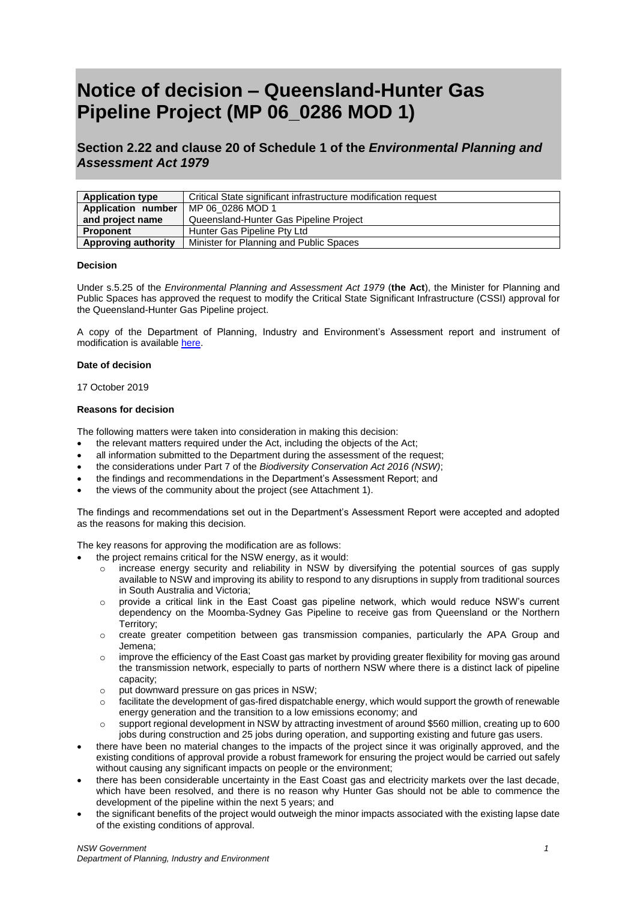# Notice of decision – Queensland-Hunter Gas Pipeline Project (MP 06_0286 MOD 1)

## Section 2.22 and clause 20 of Schedule 1 of the *Environmental Planning and Assessment Act 1979*

| | |
|---|---|
| **Application type** | Critical State significant infrastructure modification request |
| **Application number and project name** | MP 06_0286 MOD 1<br>Queensland-Hunter Gas Pipeline Project |
| **Proponent** | Hunter Gas Pipeline Pty Ltd |
| **Approving authority** | Minister for Planning and Public Spaces |

**Decision**

Under s.5.25 of the *Environmental Planning and Assessment Act 1979* (**the Act**), the Minister for Planning and Public Spaces has approved the request to modify the Critical State Significant Infrastructure (CSSI) approval for the Queensland-Hunter Gas Pipeline project.

A copy of the Department of Planning, Industry and Environment's Assessment report and instrument of modification is available here.

**Date of decision**

17 October 2019

**Reasons for decision**

The following matters were taken into consideration in making this decision:

- the relevant matters required under the Act, including the objects of the Act;
- all information submitted to the Department during the assessment of the request;
- the considerations under Part 7 of the *Biodiversity Conservation Act 2016 (NSW)*;
- the findings and recommendations in the Department's Assessment Report; and
- the views of the community about the project (see Attachment 1).

The findings and recommendations set out in the Department's Assessment Report were accepted and adopted as the reasons for making this decision.

The key reasons for approving the modification are as follows:

- the project remains critical for the NSW energy, as it would:
  - increase energy security and reliability in NSW by diversifying the potential sources of gas supply available to NSW and improving its ability to respond to any disruptions in supply from traditional sources in South Australia and Victoria;
  - provide a critical link in the East Coast gas pipeline network, which would reduce NSW's current dependency on the Moomba-Sydney Gas Pipeline to receive gas from Queensland or the Northern Territory;
  - create greater competition between gas transmission companies, particularly the APA Group and Jemena;
  - improve the efficiency of the East Coast gas market by providing greater flexibility for moving gas around the transmission network, especially to parts of northern NSW where there is a distinct lack of pipeline capacity;
  - put downward pressure on gas prices in NSW;
  - facilitate the development of gas-fired dispatchable energy, which would support the growth of renewable energy generation and the transition to a low emissions economy; and
  - support regional development in NSW by attracting investment of around $560 million, creating up to 600 jobs during construction and 25 jobs during operation, and supporting existing and future gas users.
- there have been no material changes to the impacts of the project since it was originally approved, and the existing conditions of approval provide a robust framework for ensuring the project would be carried out safely without causing any significant impacts on people or the environment;
- there has been considerable uncertainty in the East Coast gas and electricity markets over the last decade, which have been resolved, and there is no reason why Hunter Gas should not be able to commence the development of the pipeline within the next 5 years; and
- the significant benefits of the project would outweigh the minor impacts associated with the existing lapse date of the existing conditions of approval.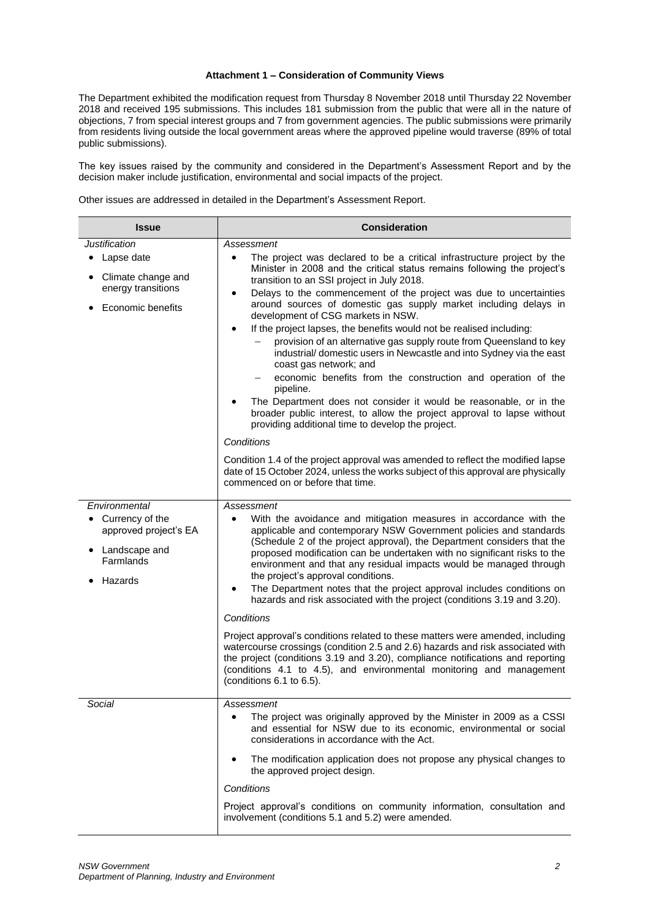**Attachment 1 – Consideration of Community Views**

The Department exhibited the modification request from Thursday 8 November 2018 until Thursday 22 November 2018 and received 195 submissions. This includes 181 submission from the public that were all in the nature of objections, 7 from special interest groups and 7 from government agencies. The public submissions were primarily from residents living outside the local government areas where the approved pipeline would traverse (89% of total public submissions).

The key issues raised by the community and considered in the Department's Assessment Report and by the decision maker include justification, environmental and social impacts of the project.

Other issues are addressed in detailed in the Department's Assessment Report.

| Issue | Consideration |
|---|---|
| *Justification*<br>• Lapse date<br>• Climate change and energy transitions<br>• Economic benefits | *Assessment*<br>• The project was declared to be a critical infrastructure project by the Minister in 2008 and the critical status remains following the project's transition to an SSI project in July 2018.<br>• Delays to the commencement of the project was due to uncertainties around sources of domestic gas supply market including delays in development of CSG markets in NSW.<br>• If the project lapses, the benefits would not be realised including:<br>&nbsp;&nbsp;– provision of an alternative gas supply route from Queensland to key industrial/ domestic users in Newcastle and into Sydney via the east coast gas network; and<br>&nbsp;&nbsp;– economic benefits from the construction and operation of the pipeline.<br>• The Department does not consider it would be reasonable, or in the broader public interest, to allow the project approval to lapse without providing additional time to develop the project.<br>*Conditions*<br>Condition 1.4 of the project approval was amended to reflect the modified lapse date of 15 October 2024, unless the works subject of this approval are physically commenced on or before that time. |
| *Environmental*<br>• Currency of the approved project's EA<br>• Landscape and Farmlands<br>• Hazards | *Assessment*<br>• With the avoidance and mitigation measures in accordance with the applicable and contemporary NSW Government policies and standards (Schedule 2 of the project approval), the Department considers that the proposed modification can be undertaken with no significant risks to the environment and that any residual impacts would be managed through the project's approval conditions.<br>• The Department notes that the project approval includes conditions on hazards and risk associated with the project (conditions 3.19 and 3.20).<br>*Conditions*<br>Project approval's conditions related to these matters were amended, including watercourse crossings (condition 2.5 and 2.6) hazards and risk associated with the project (conditions 3.19 and 3.20), compliance notifications and reporting (conditions 4.1 to 4.5), and environmental monitoring and management (conditions 6.1 to 6.5). |
| *Social* | *Assessment*<br>• The project was originally approved by the Minister in 2009 as a CSSI and essential for NSW due to its economic, environmental or social considerations in accordance with the Act.<br>• The modification application does not propose any physical changes to the approved project design.<br>*Conditions*<br>Project approval's conditions on community information, consultation and involvement (conditions 5.1 and 5.2) were amended. |